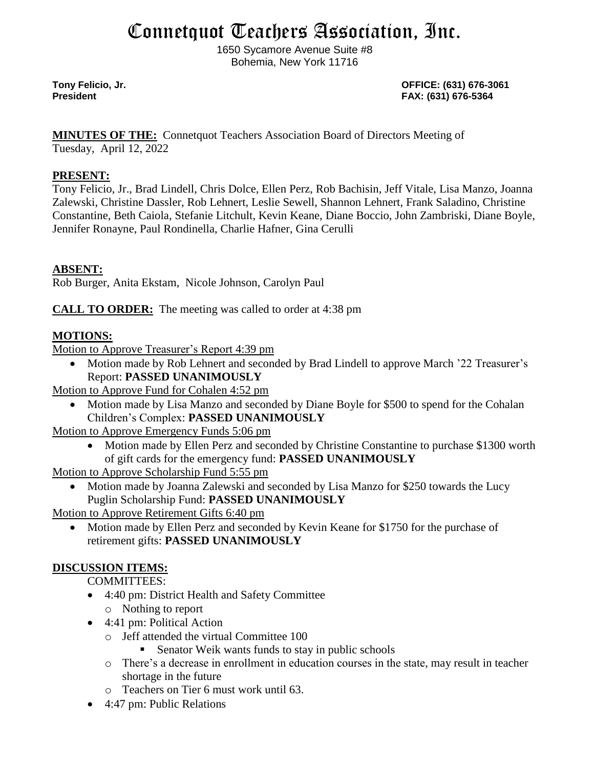# Connetquot Teachers Association, Inc.

1650 Sycamore Avenue Suite #8
Bohemia, New York 11716

**Tony Felicio, Jr.**
**President**

**OFFICE: (631) 676-3061**
**FAX: (631) 676-5364**

**MINUTES OF THE:** Connetquot Teachers Association Board of Directors Meeting of Tuesday, April 12, 2022

**PRESENT:**
Tony Felicio, Jr., Brad Lindell, Chris Dolce, Ellen Perz, Rob Bachisin, Jeff Vitale, Lisa Manzo, Joanna Zalewski, Christine Dassler, Rob Lehnert, Leslie Sewell, Shannon Lehnert, Frank Saladino, Christine Constantine, Beth Caiola, Stefanie Litchult, Kevin Keane, Diane Boccio, John Zambriski, Diane Boyle, Jennifer Ronayne, Paul Rondinella, Charlie Hafner, Gina Cerulli

**ABSENT:**
Rob Burger, Anita Ekstam, Nicole Johnson, Carolyn Paul

**CALL TO ORDER:** The meeting was called to order at 4:38 pm

**MOTIONS:**

Motion to Approve Treasurer's Report 4:39 pm

- Motion made by Rob Lehnert and seconded by Brad Lindell to approve March '22 Treasurer's Report: **PASSED UNANIMOUSLY**

Motion to Approve Fund for Cohalen 4:52 pm

- Motion made by Lisa Manzo and seconded by Diane Boyle for $500 to spend for the Cohalan Children's Complex: **PASSED UNANIMOUSLY**

Motion to Approve Emergency Funds 5:06 pm

- Motion made by Ellen Perz and seconded by Christine Constantine to purchase $1300 worth of gift cards for the emergency fund: **PASSED UNANIMOUSLY**

Motion to Approve Scholarship Fund 5:55 pm

- Motion made by Joanna Zalewski and seconded by Lisa Manzo for $250 towards the Lucy Puglin Scholarship Fund: **PASSED UNANIMOUSLY**

Motion to Approve Retirement Gifts 6:40 pm

- Motion made by Ellen Perz and seconded by Kevin Keane for $1750 for the purchase of retirement gifts: **PASSED UNANIMOUSLY**

**DISCUSSION ITEMS:**

COMMITTEES:

- 4:40 pm: District Health and Safety Committee
  - Nothing to report
- 4:41 pm: Political Action
  - Jeff attended the virtual Committee 100
    - Senator Weik wants funds to stay in public schools
  - There's a decrease in enrollment in education courses in the state, may result in teacher shortage in the future
  - Teachers on Tier 6 must work until 63.
- 4:47 pm: Public Relations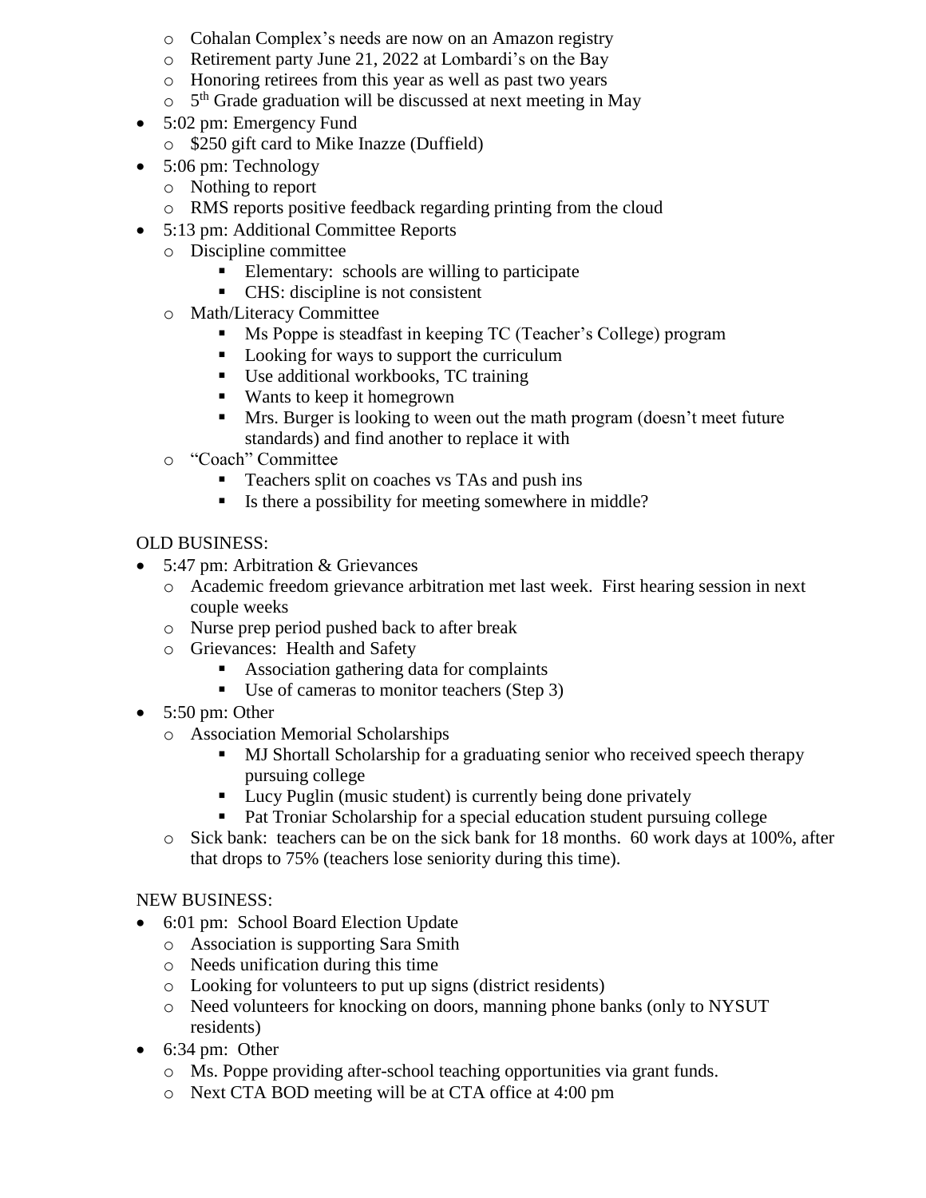- Cohalan Complex's needs are now on an Amazon registry
    - Retirement party June 21, 2022 at Lombardi's on the Bay
    - Honoring retirees from this year as well as past two years
    - 5th Grade graduation will be discussed at next meeting in May
- 5:02 pm: Emergency Fund
    - $250 gift card to Mike Inazze (Duffield)
- 5:06 pm: Technology
    - Nothing to report
    - RMS reports positive feedback regarding printing from the cloud
- 5:13 pm: Additional Committee Reports
    - Discipline committee
        - Elementary: schools are willing to participate
        - CHS: discipline is not consistent
    - Math/Literacy Committee
        - Ms Poppe is steadfast in keeping TC (Teacher's College) program
        - Looking for ways to support the curriculum
        - Use additional workbooks, TC training
        - Wants to keep it homegrown
        - Mrs. Burger is looking to ween out the math program (doesn't meet future standards) and find another to replace it with
    - "Coach" Committee
        - Teachers split on coaches vs TAs and push ins
        - Is there a possibility for meeting somewhere in middle?

OLD BUSINESS:

- 5:47 pm: Arbitration & Grievances
    - Academic freedom grievance arbitration met last week. First hearing session in next couple weeks
    - Nurse prep period pushed back to after break
    - Grievances: Health and Safety
        - Association gathering data for complaints
        - Use of cameras to monitor teachers (Step 3)
- 5:50 pm: Other
    - Association Memorial Scholarships
        - MJ Shortall Scholarship for a graduating senior who received speech therapy pursuing college
        - Lucy Puglin (music student) is currently being done privately
        - Pat Troniar Scholarship for a special education student pursuing college
    - Sick bank: teachers can be on the sick bank for 18 months. 60 work days at 100%, after that drops to 75% (teachers lose seniority during this time).

NEW BUSINESS:

- 6:01 pm: School Board Election Update
    - Association is supporting Sara Smith
    - Needs unification during this time
    - Looking for volunteers to put up signs (district residents)
    - Need volunteers for knocking on doors, manning phone banks (only to NYSUT residents)
- 6:34 pm: Other
    - Ms. Poppe providing after-school teaching opportunities via grant funds.
    - Next CTA BOD meeting will be at CTA office at 4:00 pm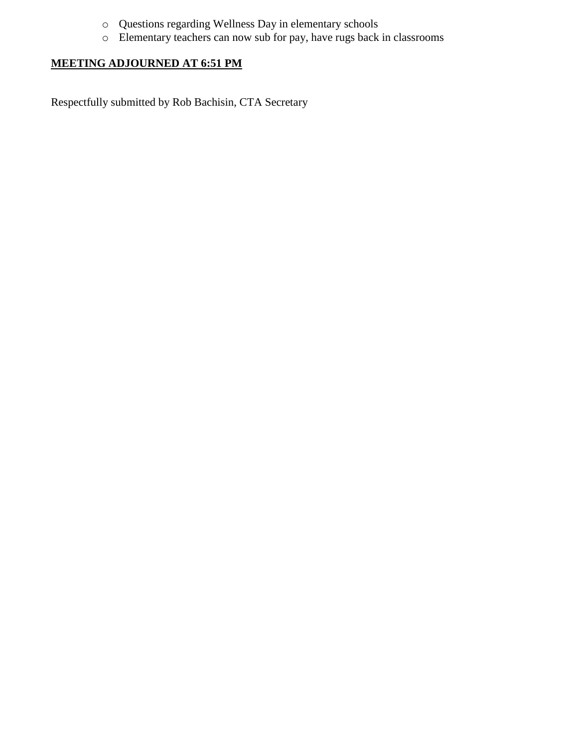- Questions regarding Wellness Day in elementary schools
  - Elementary teachers can now sub for pay, have rugs back in classrooms

**MEETING ADJOURNED AT 6:51 PM**

Respectfully submitted by Rob Bachisin, CTA Secretary